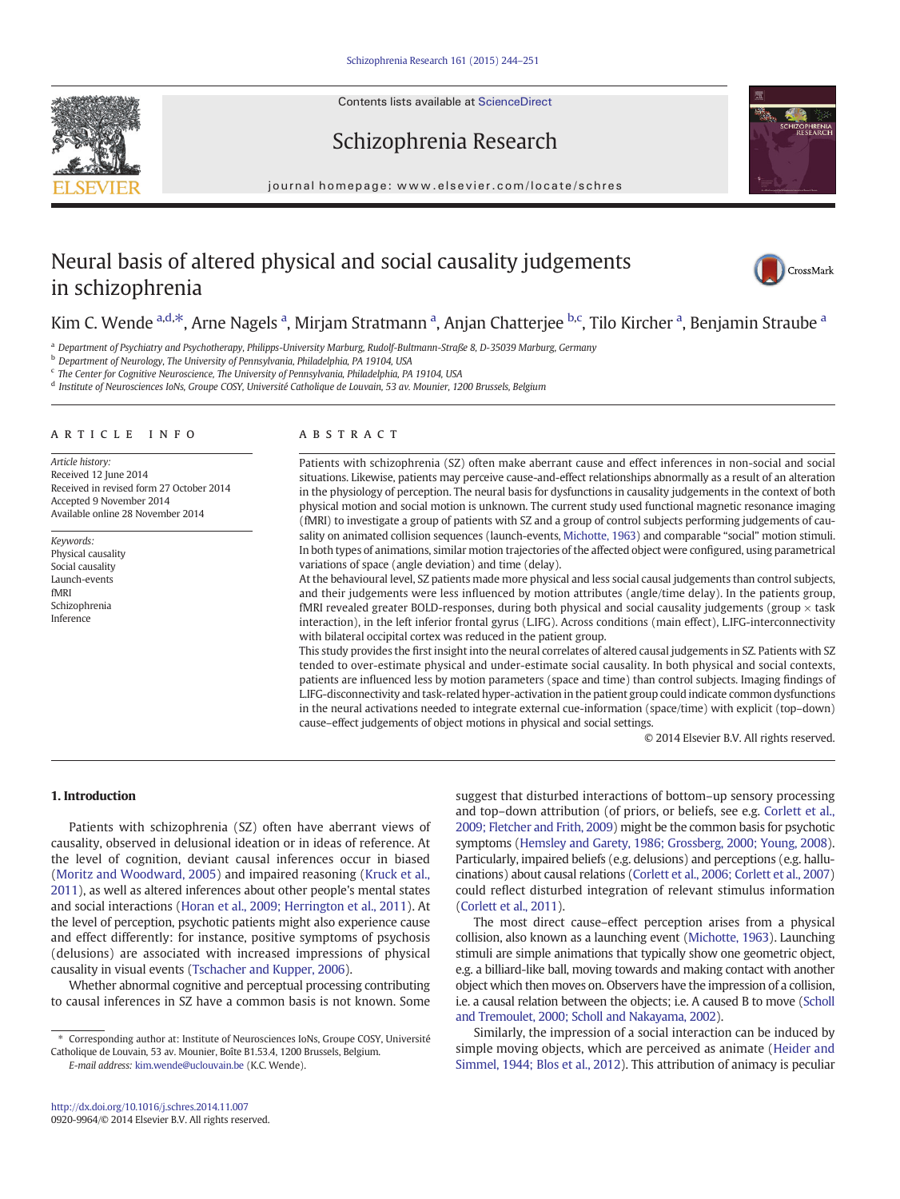# Neural basis of altered physical and social causality judgements in schizophrenia

Kim C. Wende [a,d,*], Arne Nagels [a], Mirjam Stratmann [a], Anjan Chatterjee [b,c], Tilo Kircher [a], Benjamin Straube [a]

[a] Department of Psychiatry and Psychotherapy, Philipps-University Marburg, Rudolf-Bultmann-Straße 8, D-35039 Marburg, Germany
[b] Department of Neurology, The University of Pennsylvania, Philadelphia, PA 19104, USA
[c] The Center for Cognitive Neuroscience, The University of Pennsylvania, Philadelphia, PA 19104, USA
[d] Institute of Neurosciences IoNs, Groupe COSY, Université Catholique de Louvain, 53 av. Mounier, 1200 Brussels, Belgium

## ARTICLE INFO

*Article history:*
Received 12 June 2014
Received in revised form 27 October 2014
Accepted 9 November 2014
Available online 28 November 2014

*Keywords:*
Physical causality
Social causality
Launch-events
fMRI
Schizophrenia
Inference

## ABSTRACT

Patients with schizophrenia (SZ) often make aberrant cause and effect inferences in non-social and social situations. Likewise, patients may perceive cause-and-effect relationships abnormally as a result of an alteration in the physiology of perception. The neural basis for dysfunctions in causality judgements in the context of both physical motion and social motion is unknown. The current study used functional magnetic resonance imaging (fMRI) to investigate a group of patients with SZ and a group of control subjects performing judgements of causality on animated collision sequences (launch-events, Michotte, 1963) and comparable "social" motion stimuli. In both types of animations, similar motion trajectories of the affected object were configured, using parametrical variations of space (angle deviation) and time (delay).

At the behavioural level, SZ patients made more physical and less social causal judgements than control subjects, and their judgements were less influenced by motion attributes (angle/time delay). In the patients group, fMRI revealed greater BOLD-responses, during both physical and social causality judgements (group × task interaction), in the left inferior frontal gyrus (LIFG). Across conditions (main effect), LIFG-interconnectivity with bilateral occipital cortex was reduced in the patient group.

This study provides the first insight into the neural correlates of altered causal judgements in SZ. Patients with SZ tended to over-estimate physical and under-estimate social causality. In both physical and social contexts, patients are influenced less by motion parameters (space and time) than control subjects. Imaging findings of LIFG-disconnectivity and task-related hyper-activation in the patient group could indicate common dysfunctions in the neural activations needed to integrate external cue-information (space/time) with explicit (top–down) cause–effect judgements of object motions in physical and social settings.

© 2014 Elsevier B.V. All rights reserved.

## 1. Introduction

Patients with schizophrenia (SZ) often have aberrant views of causality, observed in delusional ideation or in ideas of reference. At the level of cognition, deviant causal inferences occur in biased (Moritz and Woodward, 2005) and impaired reasoning (Kruck et al., 2011), as well as altered inferences about other people's mental states and social interactions (Horan et al., 2009; Herrington et al., 2011). At the level of perception, psychotic patients might also experience cause and effect differently: for instance, positive symptoms of psychosis (delusions) are associated with increased impressions of physical causality in visual events (Tschacher and Kupper, 2006).

Whether abnormal cognitive and perceptual processing contributing to causal inferences in SZ have a common basis is not known. Some suggest that disturbed interactions of bottom–up sensory processing and top–down attribution (of priors, or beliefs, see e.g. Corlett et al., 2009; Fletcher and Frith, 2009) might be the common basis for psychotic symptoms (Hemsley and Garety, 1986; Grossberg, 2000; Young, 2008). Particularly, impaired beliefs (e.g. delusions) and perceptions (e.g. hallucinations) about causal relations (Corlett et al., 2006; Corlett et al., 2007) could reflect disturbed integration of relevant stimulus information (Corlett et al., 2011).

The most direct cause–effect perception arises from a physical collision, also known as a launching event (Michotte, 1963). Launching stimuli are simple animations that typically show one geometric object, e.g. a billiard-like ball, moving towards and making contact with another object which then moves on. Observers have the impression of a collision, i.e. a causal relation between the objects; i.e. A caused B to move (Scholl and Tremoulet, 2000; Scholl and Nakayama, 2002).

Similarly, the impression of a social interaction can be induced by simple moving objects, which are perceived as animate (Heider and Simmel, 1944; Blos et al., 2012). This attribution of animacy is peculiar

* Corresponding author at: Institute of Neurosciences IoNs, Groupe COSY, Université Catholique de Louvain, 53 av. Mounier, Boîte B1.53.4, 1200 Brussels, Belgium.
*E-mail address:* kim.wende@uclouvain.be (K.C. Wende).

http://dx.doi.org/10.1016/j.schres.2014.11.007
0920-9964/© 2014 Elsevier B.V. All rights reserved.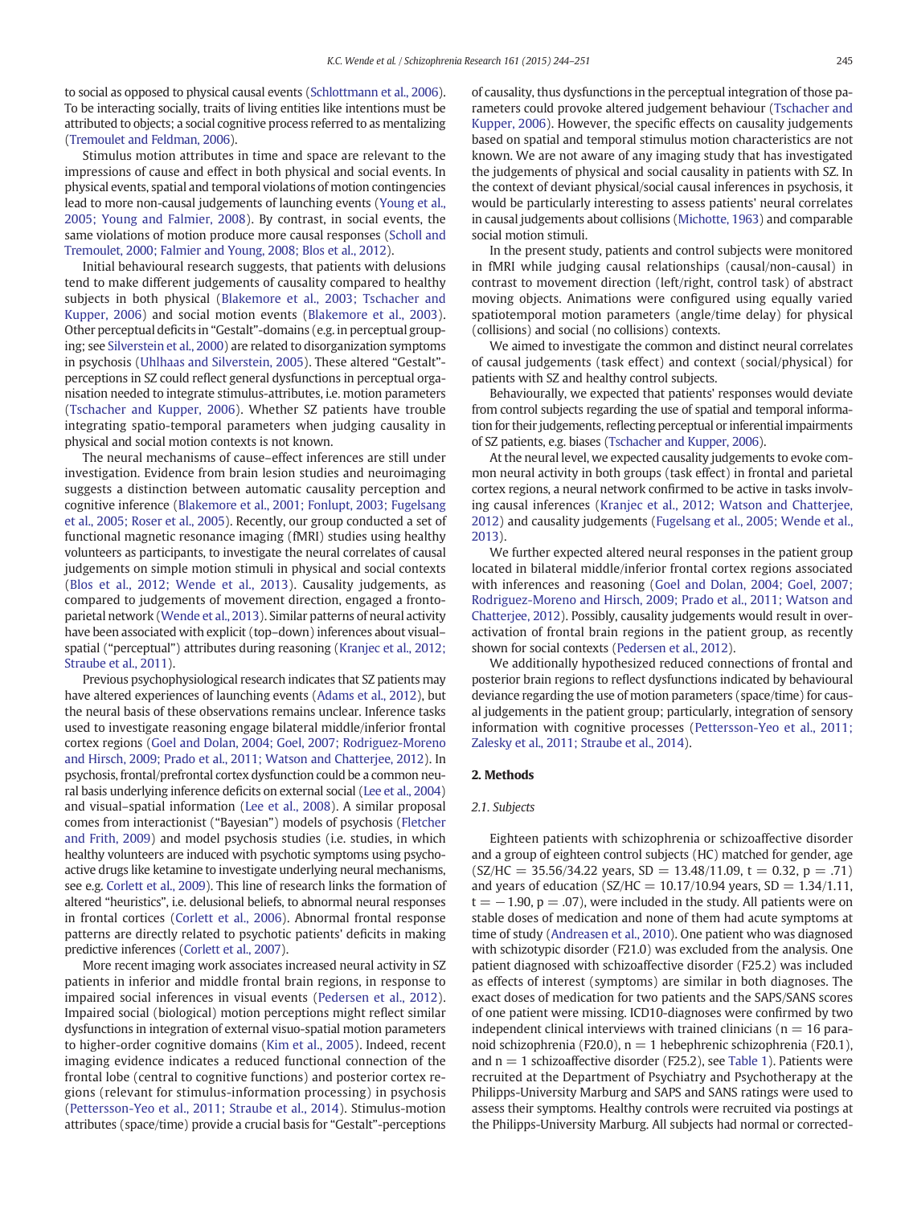to social as opposed to physical causal events (Schlottmann et al., 2006). To be interacting socially, traits of living entities like intentions must be attributed to objects; a social cognitive process referred to as mentalizing (Tremoulet and Feldman, 2006).

Stimulus motion attributes in time and space are relevant to the impressions of cause and effect in both physical and social events. In physical events, spatial and temporal violations of motion contingencies lead to more non-causal judgements of launching events (Young et al., 2005; Young and Falmier, 2008). By contrast, in social events, the same violations of motion produce more causal responses (Scholl and Tremoulet, 2000; Falmier and Young, 2008; Blos et al., 2012).

Initial behavioural research suggests, that patients with delusions tend to make different judgements of causality compared to healthy subjects in both physical (Blakemore et al., 2003; Tschacher and Kupper, 2006) and social motion events (Blakemore et al., 2003). Other perceptual deficits in "Gestalt"-domains (e.g. in perceptual grouping; see Silverstein et al., 2000) are related to disorganization symptoms in psychosis (Uhlhaas and Silverstein, 2005). These altered "Gestalt"-perceptions in SZ could reflect general dysfunctions in perceptual organisation needed to integrate stimulus-attributes, i.e. motion parameters (Tschacher and Kupper, 2006). Whether SZ patients have trouble integrating spatio-temporal parameters when judging causality in physical and social motion contexts is not known.

The neural mechanisms of cause–effect inferences are still under investigation. Evidence from brain lesion studies and neuroimaging suggests a distinction between automatic causality perception and cognitive inference (Blakemore et al., 2001; Fonlupt, 2003; Fugelsang et al., 2005; Roser et al., 2005). Recently, our group conducted a set of functional magnetic resonance imaging (fMRI) studies using healthy volunteers as participants, to investigate the neural correlates of causal judgements on simple motion stimuli in physical and social contexts (Blos et al., 2012; Wende et al., 2013). Causality judgements, as compared to judgements of movement direction, engaged a fronto-parietal network (Wende et al., 2013). Similar patterns of neural activity have been associated with explicit (top–down) inferences about visual–spatial ("perceptual") attributes during reasoning (Kranjec et al., 2012; Straube et al., 2011).

Previous psychophysiological research indicates that SZ patients may have altered experiences of launching events (Adams et al., 2012), but the neural basis of these observations remains unclear. Inference tasks used to investigate reasoning engage bilateral middle/inferior frontal cortex regions (Goel and Dolan, 2004; Goel, 2007; Rodriguez-Moreno and Hirsch, 2009; Prado et al., 2011; Watson and Chatterjee, 2012). In psychosis, frontal/prefrontal cortex dysfunction could be a common neural basis underlying inference deficits on external social (Lee et al., 2004) and visual–spatial information (Lee et al., 2008). A similar proposal comes from interactionist ("Bayesian") models of psychosis (Fletcher and Frith, 2009) and model psychosis studies (i.e. studies, in which healthy volunteers are induced with psychotic symptoms using psychoactive drugs like ketamine to investigate underlying neural mechanisms, see e.g. Corlett et al., 2009). This line of research links the formation of altered "heuristics", i.e. delusional beliefs, to abnormal neural responses in frontal cortices (Corlett et al., 2006). Abnormal frontal response patterns are directly related to psychotic patients' deficits in making predictive inferences (Corlett et al., 2007).

More recent imaging work associates increased neural activity in SZ patients in inferior and middle frontal brain regions, in response to impaired social inferences in visual events (Pedersen et al., 2012). Impaired social (biological) motion perceptions might reflect similar dysfunctions in integration of external visuo-spatial motion parameters to higher-order cognitive domains (Kim et al., 2005). Indeed, recent imaging evidence indicates a reduced functional connection of the frontal lobe (central to cognitive functions) and posterior cortex regions (relevant for stimulus-information processing) in psychosis (Pettersson-Yeo et al., 2011; Straube et al., 2014). Stimulus-motion attributes (space/time) provide a crucial basis for "Gestalt"-perceptions of causality, thus dysfunctions in the perceptual integration of those parameters could provoke altered judgement behaviour (Tschacher and Kupper, 2006). However, the specific effects on causality judgements based on spatial and temporal stimulus motion characteristics are not known. We are not aware of any imaging study that has investigated the judgements of physical and social causality in patients with SZ. In the context of deviant physical/social causal inferences in psychosis, it would be particularly interesting to assess patients' neural correlates in causal judgements about collisions (Michotte, 1963) and comparable social motion stimuli.

In the present study, patients and control subjects were monitored in fMRI while judging causal relationships (causal/non-causal) in contrast to movement direction (left/right, control task) of abstract moving objects. Animations were configured using equally varied spatiotemporal motion parameters (angle/time delay) for physical (collisions) and social (no collisions) contexts.

We aimed to investigate the common and distinct neural correlates of causal judgements (task effect) and context (social/physical) for patients with SZ and healthy control subjects.

Behaviourally, we expected that patients' responses would deviate from control subjects regarding the use of spatial and temporal information for their judgements, reflecting perceptual or inferential impairments of SZ patients, e.g. biases (Tschacher and Kupper, 2006).

At the neural level, we expected causality judgements to evoke common neural activity in both groups (task effect) in frontal and parietal cortex regions, a neural network confirmed to be active in tasks involving causal inferences (Kranjec et al., 2012; Watson and Chatterjee, 2012) and causality judgements (Fugelsang et al., 2005; Wende et al., 2013).

We further expected altered neural responses in the patient group located in bilateral middle/inferior frontal cortex regions associated with inferences and reasoning (Goel and Dolan, 2004; Goel, 2007; Rodriguez-Moreno and Hirsch, 2009; Prado et al., 2011; Watson and Chatterjee, 2012). Possibly, causality judgements would result in over-activation of frontal brain regions in the patient group, as recently shown for social contexts (Pedersen et al., 2012).

We additionally hypothesized reduced connections of frontal and posterior brain regions to reflect dysfunctions indicated by behavioural deviance regarding the use of motion parameters (space/time) for causal judgements in the patient group; particularly, integration of sensory information with cognitive processes (Pettersson-Yeo et al., 2011; Zalesky et al., 2011; Straube et al., 2014).

## 2. Methods

### 2.1. Subjects

Eighteen patients with schizophrenia or schizoaffective disorder and a group of eighteen control subjects (HC) matched for gender, age (SZ/HC = 35.56/34.22 years, SD = 13.48/11.09, $t = 0.32$, $p = .71$) and years of education (SZ/HC = 10.17/10.94 years, SD = 1.34/1.11, $t = -1.90$, $p = .07$), were included in the study. All patients were on stable doses of medication and none of them had acute symptoms at time of study (Andreasen et al., 2010). One patient who was diagnosed with schizotypic disorder (F21.0) was excluded from the analysis. One patient diagnosed with schizoaffective disorder (F25.2) was included as effects of interest (symptoms) are similar in both diagnoses. The exact doses of medication for two patients and the SAPS/SANS scores of one patient were missing. ICD10-diagnoses were confirmed by two independent clinical interviews with trained clinicians (n = 16 paranoid schizophrenia (F20.0), n = 1 hebephrenic schizophrenia (F20.1), and n = 1 schizoaffective disorder (F25.2), see Table 1). Patients were recruited at the Department of Psychiatry and Psychotherapy at the Philipps-University Marburg and SAPS and SANS ratings were used to assess their symptoms. Healthy controls were recruited via postings at the Philipps-University Marburg. All subjects had normal or corrected-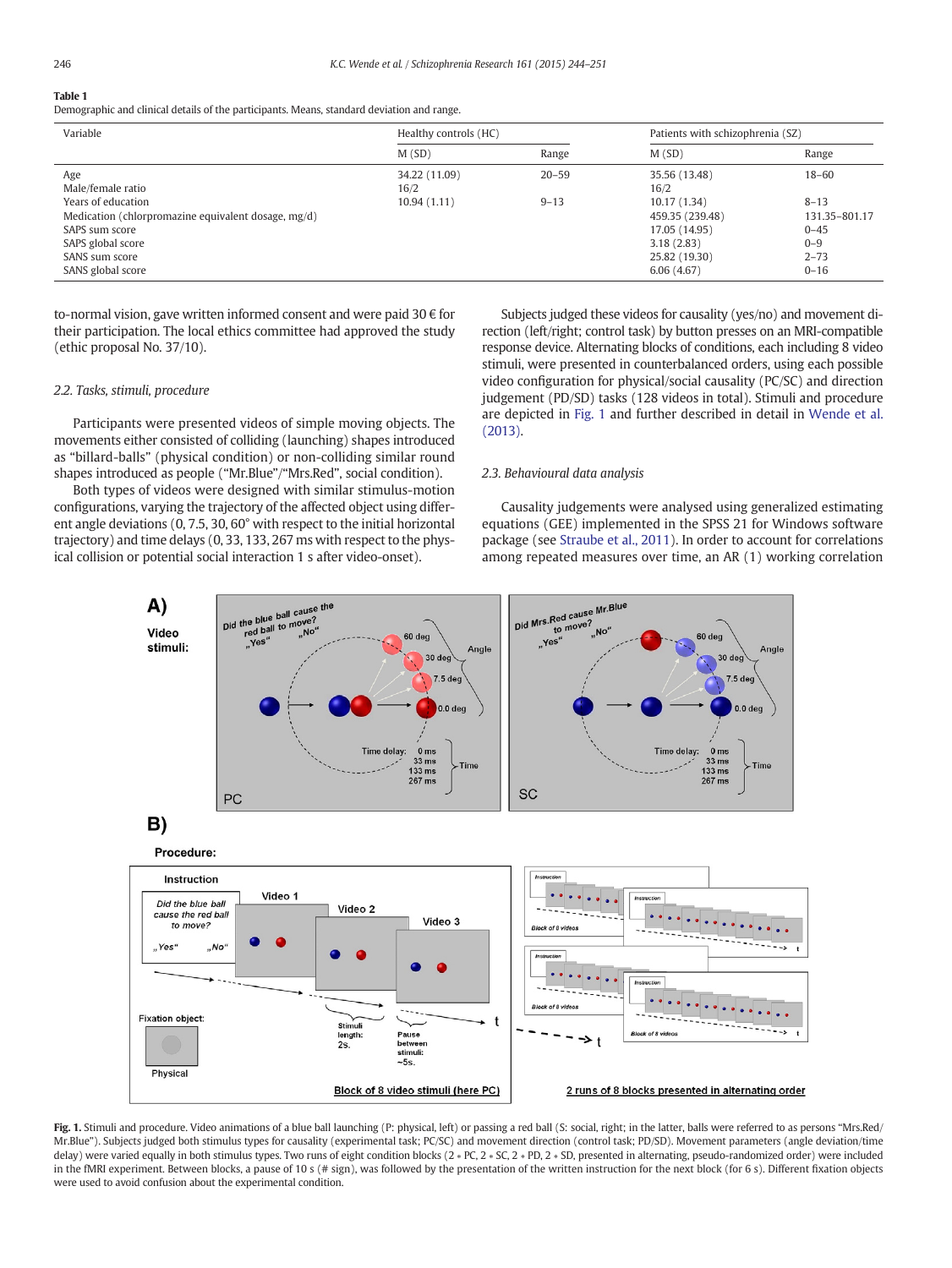**Table 1**
Demographic and clinical details of the participants. Means, standard deviation and range.

| Variable | Healthy controls (HC) | | Patients with schizophrenia (SZ) | |
|---|---|---|---|---|
| | M (SD) | Range | M (SD) | Range |
| Age | 34.22 (11.09) | 20–59 | 35.56 (13.48) | 18–60 |
| Male/female ratio | 16/2 | | 16/2 | |
| Years of education | 10.94 (1.11) | 9–13 | 10.17 (1.34) | 8–13 |
| Medication (chlorpromazine equivalent dosage, mg/d) | | | 459.35 (239.48) | 131.35–801.17 |
| SAPS sum score | | | 17.05 (14.95) | 0–45 |
| SAPS global score | | | 3.18 (2.83) | 0–9 |
| SANS sum score | | | 25.82 (19.30) | 2–73 |
| SANS global score | | | 6.06 (4.67) | 0–16 |

to-normal vision, gave written informed consent and were paid 30 € for their participation. The local ethics committee had approved the study (ethic proposal No. 37/10).

### 2.2. Tasks, stimuli, procedure

Participants were presented videos of simple moving objects. The movements either consisted of colliding (launching) shapes introduced as "billard-balls" (physical condition) or non-colliding similar round shapes introduced as people ("Mr.Blue"/"Mrs.Red", social condition).

Both types of videos were designed with similar stimulus-motion configurations, varying the trajectory of the affected object using different angle deviations (0, 7.5, 30, 60° with respect to the initial horizontal trajectory) and time delays (0, 33, 133, 267 ms with respect to the physical collision or potential social interaction 1 s after video-onset).

Subjects judged these videos for causality (yes/no) and movement direction (left/right; control task) by button presses on an MRI-compatible response device. Alternating blocks of conditions, each including 8 video stimuli, were presented in counterbalanced orders, using each possible video configuration for physical/social causality (PC/SC) and direction judgement (PD/SD) tasks (128 videos in total). Stimuli and procedure are depicted in Fig. 1 and further described in detail in Wende et al. (2013).

### 2.3. Behavioural data analysis

Causality judgements were analysed using generalized estimating equations (GEE) implemented in the SPSS 21 for Windows software package (see Straube et al., 2011). In order to account for correlations among repeated measures over time, an AR (1) working correlation

**Fig. 1.** Stimuli and procedure. Video animations of a blue ball launching (P: physical, left) or passing a red ball (S: social, right; in the latter, balls were referred to as persons "Mrs.Red/Mr.Blue"). Subjects judged both stimulus types for causality (experimental task; PC/SC) and movement direction (control task; PD/SD). Movement parameters (angle deviation/time delay) were varied equally in both stimulus types. Two runs of eight condition blocks (2 ∗ PC, 2 ∗ SC, 2 ∗ PD, 2 ∗ SD, presented in alternating, pseudo-randomized order) were included in the fMRI experiment. Between blocks, a pause of 10 s (# sign), was followed by the presentation of the written instruction for the next block (for 6 s). Different fixation objects were used to avoid confusion about the experimental condition.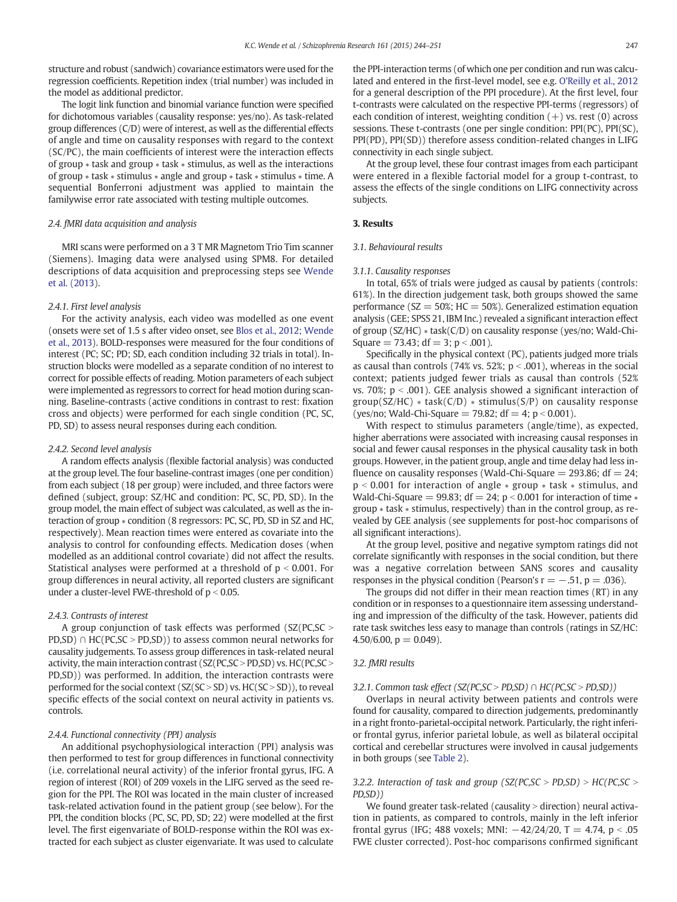structure and robust (sandwich) covariance estimators were used for the regression coefficients. Repetition index (trial number) was included in the model as additional predictor.

The logit link function and binomial variance function were specified for dichotomous variables (causality response: yes/no). As task-related group differences (C/D) were of interest, as well as the differential effects of angle and time on causality responses with regard to the context (SC/PC), the main coefficients of interest were the interaction effects of group ∗ task and group ∗ task ∗ stimulus, as well as the interactions of group ∗ task ∗ stimulus ∗ angle and group ∗ task ∗ stimulus ∗ time. A sequential Bonferroni adjustment was applied to maintain the familywise error rate associated with testing multiple outcomes.

### 2.4. fMRI data acquisition and analysis

MRI scans were performed on a 3 T MR Magnetom Trio Tim scanner (Siemens). Imaging data were analysed using SPM8. For detailed descriptions of data acquisition and preprocessing steps see Wende et al. (2013).

#### 2.4.1. First level analysis

For the activity analysis, each video was modelled as one event (onsets were set of 1.5 s after video onset, see Blos et al., 2012; Wende et al., 2013). BOLD-responses were measured for the four conditions of interest (PC; SC; PD; SD, each condition including 32 trials in total). Instruction blocks were modelled as a separate condition of no interest to correct for possible effects of reading. Motion parameters of each subject were implemented as regressors to correct for head motion during scanning. Baseline-contrasts (active conditions in contrast to rest: fixation cross and objects) were performed for each single condition (PC, SC, PD, SD) to assess neural responses during each condition.

#### 2.4.2. Second level analysis

A random effects analysis (flexible factorial analysis) was conducted at the group level. The four baseline-contrast images (one per condition) from each subject (18 per group) were included, and three factors were defined (subject, group: SZ/HC and condition: PC, SC, PD, SD). In the group model, the main effect of subject was calculated, as well as the interaction of group ∗ condition (8 regressors: PC, SC, PD, SD in SZ and HC, respectively). Mean reaction times were entered as covariate into the analysis to control for confounding effects. Medication doses (when modelled as an additional control covariate) did not affect the results. Statistical analyses were performed at a threshold of $p < 0.001$. For group differences in neural activity, all reported clusters are significant under a cluster-level FWE-threshold of $p < 0.05$.

#### 2.4.3. Contrasts of interest

A group conjunction of task effects was performed (SZ(PC,SC > PD,SD) ∩ HC(PC,SC > PD,SD)) to assess common neural networks for causality judgements. To assess group differences in task-related neural activity, the main interaction contrast (SZ(PC,SC > PD,SD) vs. HC(PC,SC > PD,SD)) was performed. In addition, the interaction contrasts were performed for the social context (SZ(SC > SD) vs. HC(SC > SD)), to reveal specific effects of the social context on neural activity in patients vs. controls.

#### 2.4.4. Functional connectivity (PPI) analysis

An additional psychophysiological interaction (PPI) analysis was then performed to test for group differences in functional connectivity (i.e. correlational neural activity) of the inferior frontal gyrus, IFG. A region of interest (ROI) of 209 voxels in the L.IFG served as the seed region for the PPI. The ROI was located in the main cluster of increased task-related activation found in the patient group (see below). For the PPI, the condition blocks (PC, SC, PD, SD; 22) were modelled at the first level. The first eigenvariate of BOLD-response within the ROI was extracted for each subject as cluster eigenvariate. It was used to calculate the PPI-interaction terms (of which one per condition and run was calculated and entered in the first-level model, see e.g. O'Reilly et al., 2012 for a general description of the PPI procedure). At the first level, four t-contrasts were calculated on the respective PPI-terms (regressors) of each condition of interest, weighting condition (+) vs. rest (0) across sessions. These t-contrasts (one per single condition: PPI(PC), PPI(SC), PPI(PD), PPI(SD)) therefore assess condition-related changes in L.IFG connectivity in each single subject.

At the group level, these four contrast images from each participant were entered in a flexible factorial model for a group t-contrast, to assess the effects of the single conditions on L.IFG connectivity across subjects.

## 3. Results

### 3.1. Behavioural results

#### 3.1.1. Causality responses

In total, 65% of trials were judged as causal by patients (controls: 61%). In the direction judgement task, both groups showed the same performance (SZ = 50%; HC = 50%). Generalized estimation equation analysis (GEE; SPSS 21, IBM Inc.) revealed a significant interaction effect of group (SZ/HC) ∗ task(C/D) on causality response (yes/no; Wald-Chi-Square = 73.43; df = 3; $p < .001$).

Specifically in the physical context (PC), patients judged more trials as causal than controls (74% vs. 52%; $p < .001$), whereas in the social context; patients judged fewer trials as causal than controls (52% vs. 70%; $p < .001$). GEE analysis showed a significant interaction of group(SZ/HC) ∗ task(C/D) ∗ stimulus(S/P) on causality response (yes/no; Wald-Chi-Square = 79.82; df = 4; $p < 0.001$).

With respect to stimulus parameters (angle/time), as expected, higher aberrations were associated with increasing causal responses in social and fewer causal responses in the physical causality task in both groups. However, in the patient group, angle and time delay had less influence on causality responses (Wald-Chi-Square = 293.86; df = 24; $p < 0.001$ for interaction of angle ∗ group ∗ task ∗ stimulus, and Wald-Chi-Square = 99.83; df = 24; $p < 0.001$ for interaction of time ∗ group ∗ task ∗ stimulus, respectively) than in the control group, as revealed by GEE analysis (see supplements for post-hoc comparisons of all significant interactions).

At the group level, positive and negative symptom ratings did not correlate significantly with responses in the social condition, but there was a negative correlation between SANS scores and causality responses in the physical condition (Pearson's $r = -.51$, $p = .036$).

The groups did not differ in their mean reaction times (RT) in any condition or in responses to a questionnaire item assessing understanding and impression of the difficulty of the task. However, patients did rate task switches less easy to manage than controls (ratings in SZ/HC: 4.50/6.00, $p = 0.049$).

### 3.2. fMRI results

#### 3.2.1. Common task effect (SZ(PC,SC > PD,SD) ∩ HC(PC,SC > PD,SD))

Overlaps in neural activity between patients and controls were found for causality, compared to direction judgements, predominantly in a right fronto-parietal-occipital network. Particularly, the right inferior frontal gyrus, inferior parietal lobule, as well as bilateral occipital cortical and cerebellar structures were involved in causal judgements in both groups (see Table 2).

#### 3.2.2. Interaction of task and group (SZ(PC,SC > PD,SD) > HC(PC,SC > PD,SD))

We found greater task-related (causality > direction) neural activation in patients, as compared to controls, mainly in the left inferior frontal gyrus (IFG; 488 voxels; MNI: −42/24/20, T = 4.74, $p < .05$ FWE cluster corrected). Post-hoc comparisons confirmed significant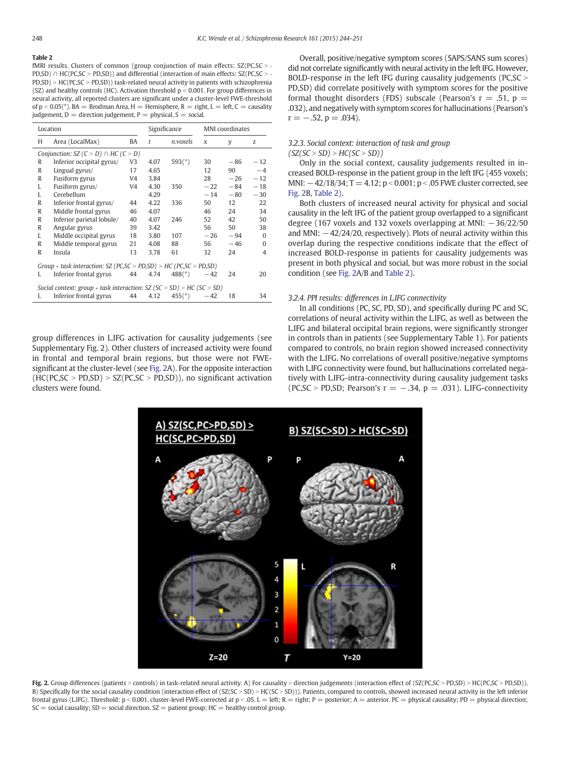**Table 2**

fMRI results. Clusters of common (group conjunction of main effects: SZ(PC,SC > PD,SD) ∩ HC(PC,SC > PD,SD)) and differential (interaction of main effects: SZ(PC,SC > PD,SD) > HC(PC,SC > PD,SD)) task-related neural activity in patients with schizophrenia (SZ) and healthy controls (HC). Activation threshold $p < 0.001$. For group differences in neural activity, all reported clusters are significant under a cluster-level FWE-threshold of $p < 0.05$(*). BA = Brodman Area, H = Hemisphere, R = right, L = left, C = causality judgement, D = direction judgement, P = physical, S = social.

| Location | | | Significance | | MNI coordinates | | |
|---|---|---|---|---|---|---|---|
| H | Area (LocalMax) | BA | t | n.voxels | x | y | z |
| *Conjunction: SZ (C > D) ∩ HC (C > D)* | | | | | | | |
| R | Inferior occipital gyrus/ | V3 | 4.07 | 593(*) | 30 | −86 | −12 |
| R | Lingual gyrus/ | 17 | 4.65 | | 12 | 90 | −4 |
| R | Fusiform gyrus | V4 | 3.84 | | 28 | −26 | −12 |
| L | Fusiform gyrus/ | V4 | 4.30 | 350 | −22 | −84 | −18 |
| L | Cerebellum | | 4.29 | | −14 | −80 | −30 |
| R | Inferior frontal gyrus/ | 44 | 4.22 | 336 | 50 | 12 | 22 |
| R | Middle frontal gyrus | 46 | 4.07 | | 46 | 24 | 34 |
| R | Inferior parietal lobule/ | 40 | 4.07 | 246 | 52 | 42 | 50 |
| R | Angular gyrus | 39 | 3.42 | | 56 | 50 | 38 |
| L | Middle occipital gyrus | 18 | 3.80 | 107 | −26 | −94 | 0 |
| R | Middle temporal gyrus | 21 | 4.08 | 88 | 56 | −46 | 0 |
| R | Insula | 13 | 3.78 | 61 | 32 | 24 | 4 |
| *Group * task interaction: SZ (PC,SC > PD,SD) > HC (PC,SC > PD,SD)* | | | | | | | |
| L | Inferior frontal gyrus | 44 | 4.74 | 488(*) | −42 | 24 | 20 |
| *Social context: group * task interaction: SZ (SC > SD) > HC (SC > SD)* | | | | | | | |
| L | Inferior frontal gyrus | 44 | 4.12 | 455(*) | −42 | 18 | 34 |

group differences in L.IFG activation for causality judgements (see Supplementary Fig. 2). Other clusters of increased activity were found in frontal and temporal brain regions, but those were not FWE-significant at the cluster-level (see Fig. 2A). For the opposite interaction (HC(PC,SC > PD,SD) > SZ(PC,SC > PD,SD)), no significant activation clusters were found.

Overall, positive/negative symptom scores (SAPS/SANS sum scores) did not correlate significantly with neural activity in the left IFG. However, BOLD-response in the left IFG during causality judgements (PC,SC > PD,SD) did correlate positively with symptom scores for the positive formal thought disorders (FDS) subscale (Pearson's $r = .51$, $p = .032$), and negatively with symptom scores for hallucinations (Pearson's $r = -.52$, $p = .034$).

### 3.2.3. Social context: interaction of task and group (SZ(SC > SD) > HC(SC > SD))

Only in the social context, causality judgements resulted in increased BOLD-response in the patient group in the left IFG (455 voxels; MNI: −42/18/34; $T = 4.12$; $p < 0.001$; $p < .05$ FWE cluster corrected, see Fig. 2B, Table 2).

Both clusters of increased neural activity for physical and social causality in the left IFG of the patient group overlapped to a significant degree (167 voxels and 132 voxels overlapping at MNI: −36/22/50 and MNI: −42/24/20, respectively). Plots of neural activity within this overlap during the respective conditions indicate that the effect of increased BOLD-response in patients for causality judgements was present in both physical and social, but was more robust in the social condition (see Fig. 2A/B and Table 2).

### 3.2.4. PPI results: differences in L.IFG connectivity

In all conditions (PC, SC, PD, SD), and specifically during PC and SC, correlations of neural activity within the L.IFG, as well as between the L.IFG and bilateral occipital brain regions, were significantly stronger in controls than in patients (see Supplementary Table 1). For patients compared to controls, no brain region showed increased connectivity with the L.IFG. No correlations of overall positive/negative symptoms with L.IFG connectivity were found, but hallucinations correlated negatively with L.IFG-intra-connectivity during causality judgement tasks (PC,SC > PD,SD; Pearson's $r = -.34$, $p = .031$). L.IFG-connectivity

**Fig. 2.** Group differences (patients > controls) in task-related neural activity. A) For causality > direction judgements (interaction effect of (SZ(PC,SC > PD,SD) > HC(PC,SC > PD,SD)). B) Specifically for the social causality condition (interaction effect of (SZ(SC > SD) > HC(SC > SD))). Patients, compared to controls, showed increased neural activity in the left inferior frontal gyrus (L.IFG). Threshold: $p < 0.001$, cluster-level FWE-corrected at $p < .05$. L = left; R = right; P = posterior; A = anterior. PC = physical causality; PD = physical direction; SC = social causality; SD = social direction. SZ = patient group; HC = healthy control group.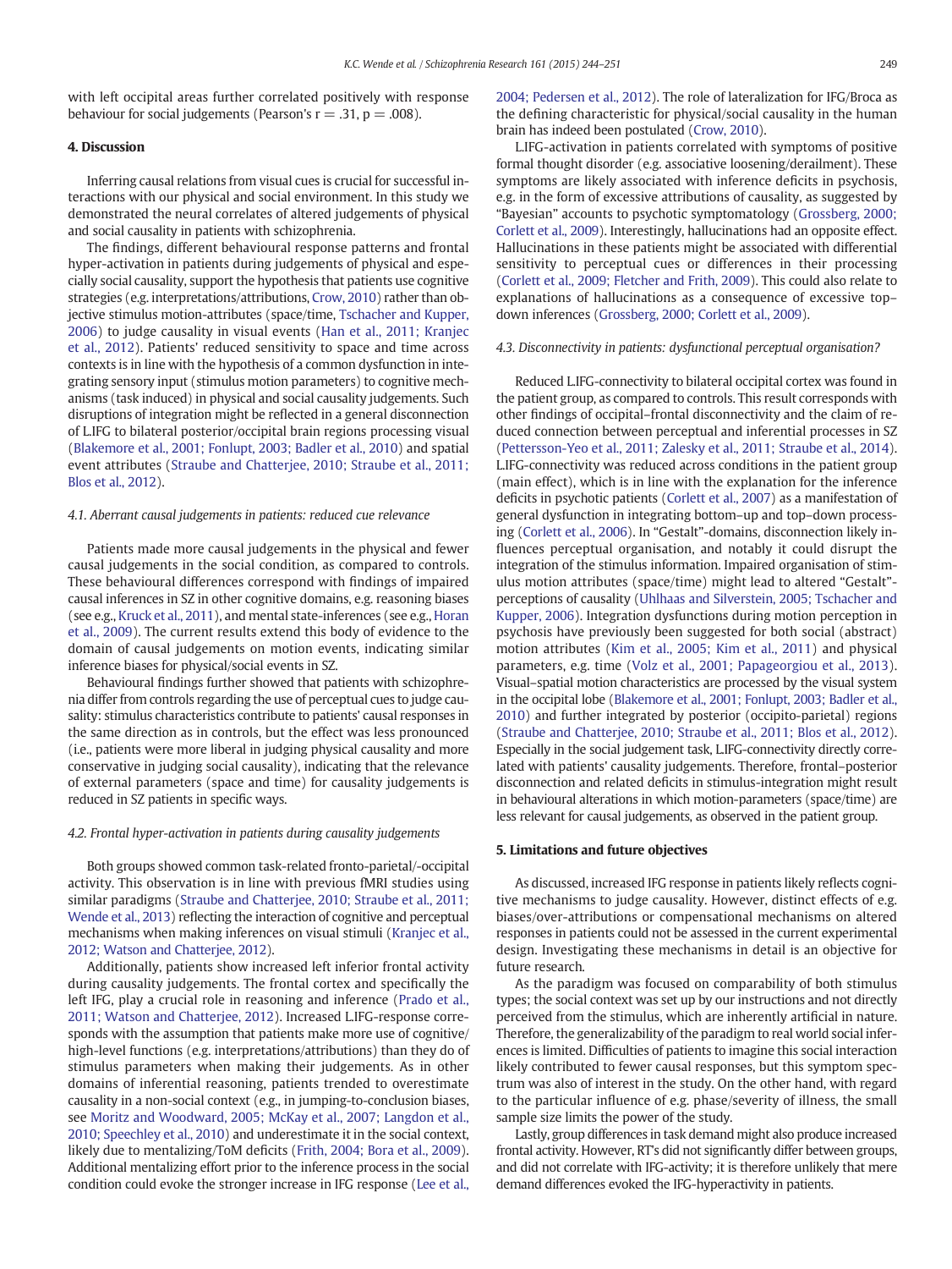with left occipital areas further correlated positively with response behaviour for social judgements (Pearson's $r = .31$, $p = .008$).

## 4. Discussion

Inferring causal relations from visual cues is crucial for successful interactions with our physical and social environment. In this study we demonstrated the neural correlates of altered judgements of physical and social causality in patients with schizophrenia.

The findings, different behavioural response patterns and frontal hyper-activation in patients during judgements of physical and especially social causality, support the hypothesis that patients use cognitive strategies (e.g. interpretations/attributions, Crow, 2010) rather than objective stimulus motion-attributes (space/time, Tschacher and Kupper, 2006) to judge causality in visual events (Han et al., 2011; Kranjec et al., 2012). Patients' reduced sensitivity to space and time across contexts is in line with the hypothesis of a common dysfunction in integrating sensory input (stimulus motion parameters) to cognitive mechanisms (task induced) in physical and social causality judgements. Such disruptions of integration might be reflected in a general disconnection of L.IFG to bilateral posterior/occipital brain regions processing visual (Blakemore et al., 2001; Fonlupt, 2003; Badler et al., 2010) and spatial event attributes (Straube and Chatterjee, 2010; Straube et al., 2011; Blos et al., 2012).

### 4.1. Aberrant causal judgements in patients: reduced cue relevance

Patients made more causal judgements in the physical and fewer causal judgements in the social condition, as compared to controls. These behavioural differences correspond with findings of impaired causal inferences in SZ in other cognitive domains, e.g. reasoning biases (see e.g., Kruck et al., 2011), and mental state-inferences (see e.g., Horan et al., 2009). The current results extend this body of evidence to the domain of causal judgements on motion events, indicating similar inference biases for physical/social events in SZ.

Behavioural findings further showed that patients with schizophrenia differ from controls regarding the use of perceptual cues to judge causality: stimulus characteristics contribute to patients' causal responses in the same direction as in controls, but the effect was less pronounced (i.e., patients were more liberal in judging physical causality and more conservative in judging social causality), indicating that the relevance of external parameters (space and time) for causality judgements is reduced in SZ patients in specific ways.

### 4.2. Frontal hyper-activation in patients during causality judgements

Both groups showed common task-related fronto-parietal/-occipital activity. This observation is in line with previous fMRI studies using similar paradigms (Straube and Chatterjee, 2010; Straube et al., 2011; Wende et al., 2013) reflecting the interaction of cognitive and perceptual mechanisms when making inferences on visual stimuli (Kranjec et al., 2012; Watson and Chatterjee, 2012).

Additionally, patients show increased left inferior frontal activity during causality judgements. The frontal cortex and specifically the left IFG, play a crucial role in reasoning and inference (Prado et al., 2011; Watson and Chatterjee, 2012). Increased L.IFG-response corresponds with the assumption that patients make more use of cognitive/high-level functions (e.g. interpretations/attributions) than they do of stimulus parameters when making their judgements. As in other domains of inferential reasoning, patients trended to overestimate causality in a non-social context (e.g., in jumping-to-conclusion biases, see Moritz and Woodward, 2005; McKay et al., 2007; Langdon et al., 2010; Speechley et al., 2010) and underestimate it in the social context, likely due to mentalizing/ToM deficits (Frith, 2004; Bora et al., 2009). Additional mentalizing effort prior to the inference process in the social condition could evoke the stronger increase in IFG response (Lee et al., 2004; Pedersen et al., 2012). The role of lateralization for IFG/Broca as the defining characteristic for physical/social causality in the human brain has indeed been postulated (Crow, 2010).

L.IFG-activation in patients correlated with symptoms of positive formal thought disorder (e.g. associative loosening/derailment). These symptoms are likely associated with inference deficits in psychosis, e.g. in the form of excessive attributions of causality, as suggested by "Bayesian" accounts to psychotic symptomatology (Grossberg, 2000; Corlett et al., 2009). Interestingly, hallucinations had an opposite effect. Hallucinations in these patients might be associated with differential sensitivity to perceptual cues or differences in their processing (Corlett et al., 2009; Fletcher and Frith, 2009). This could also relate to explanations of hallucinations as a consequence of excessive top–down inferences (Grossberg, 2000; Corlett et al., 2009).

### 4.3. Disconnectivity in patients: dysfunctional perceptual organisation?

Reduced L.IFG-connectivity to bilateral occipital cortex was found in the patient group, as compared to controls. This result corresponds with other findings of occipital–frontal disconnectivity and the claim of reduced connection between perceptual and inferential processes in SZ (Pettersson-Yeo et al., 2011; Zalesky et al., 2011; Straube et al., 2014). L.IFG-connectivity was reduced across conditions in the patient group (main effect), which is in line with the explanation for the inference deficits in psychotic patients (Corlett et al., 2007) as a manifestation of general dysfunction in integrating bottom–up and top–down processing (Corlett et al., 2006). In "Gestalt"-domains, disconnection likely influences perceptual organisation, and notably it could disrupt the integration of the stimulus information. Impaired organisation of stimulus motion attributes (space/time) might lead to altered "Gestalt"-perceptions of causality (Uhlhaas and Silverstein, 2005; Tschacher and Kupper, 2006). Integration dysfunctions during motion perception in psychosis have previously been suggested for both social (abstract) motion attributes (Kim et al., 2005; Kim et al., 2011) and physical parameters, e.g. time (Volz et al., 2001; Papageorgiou et al., 2013). Visual–spatial motion characteristics are processed by the visual system in the occipital lobe (Blakemore et al., 2001; Fonlupt, 2003; Badler et al., 2010) and further integrated by posterior (occipito-parietal) regions (Straube and Chatterjee, 2010; Straube et al., 2011; Blos et al., 2012). Especially in the social judgement task, L.IFG-connectivity directly correlated with patients' causality judgements. Therefore, frontal–posterior disconnection and related deficits in stimulus-integration might result in behavioural alterations in which motion-parameters (space/time) are less relevant for causal judgements, as observed in the patient group.

## 5. Limitations and future objectives

As discussed, increased IFG response in patients likely reflects cognitive mechanisms to judge causality. However, distinct effects of e.g. biases/over-attributions or compensational mechanisms on altered responses in patients could not be assessed in the current experimental design. Investigating these mechanisms in detail is an objective for future research.

As the paradigm was focused on comparability of both stimulus types; the social context was set up by our instructions and not directly perceived from the stimulus, which are inherently artificial in nature. Therefore, the generalizability of the paradigm to real world social inferences is limited. Difficulties of patients to imagine this social interaction likely contributed to fewer causal responses, but this symptom spectrum was also of interest in the study. On the other hand, with regard to the particular influence of e.g. phase/severity of illness, the small sample size limits the power of the study.

Lastly, group differences in task demand might also produce increased frontal activity. However, RT's did not significantly differ between groups, and did not correlate with IFG-activity; it is therefore unlikely that mere demand differences evoked the IFG-hyperactivity in patients.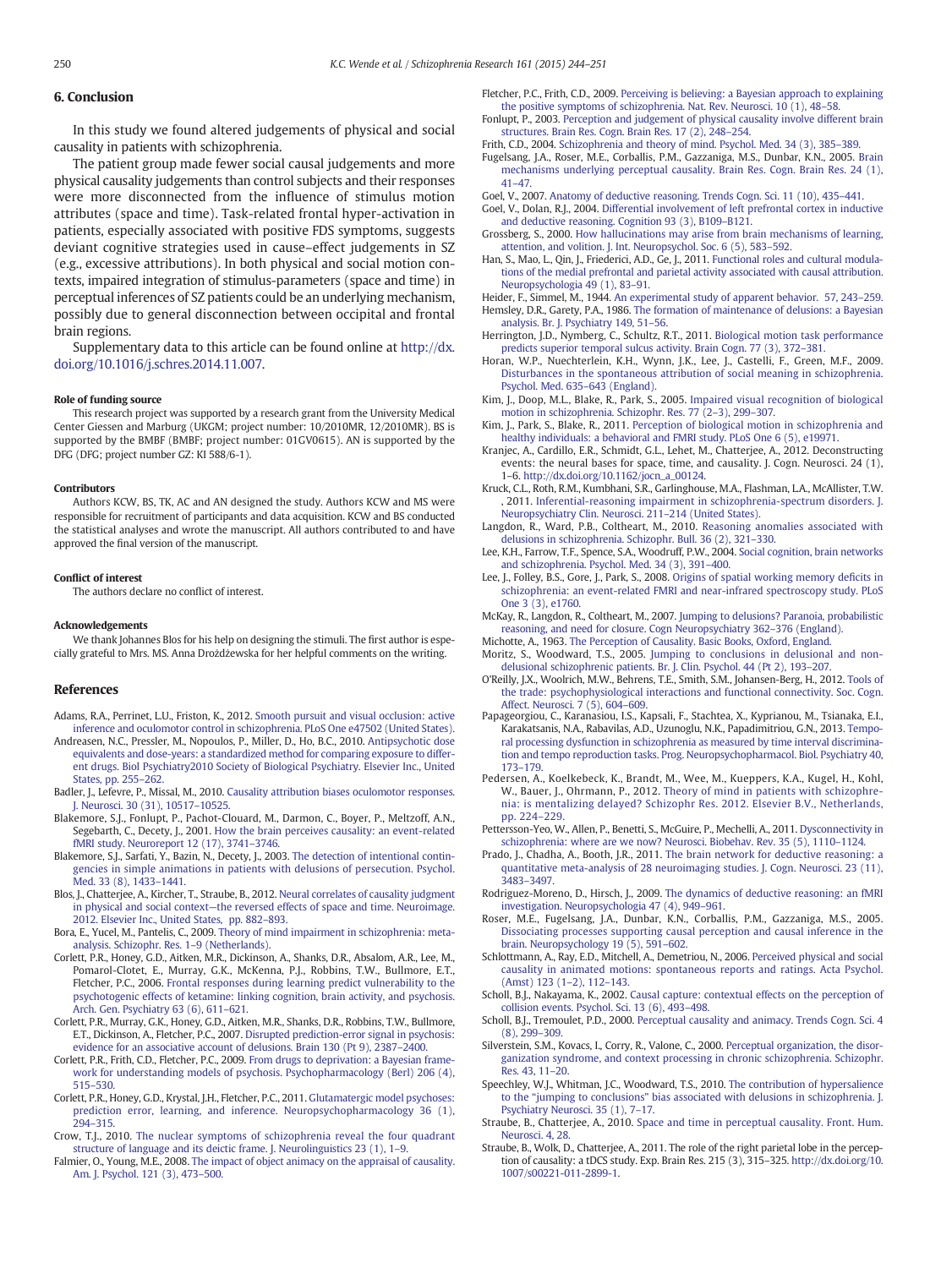## 6. Conclusion

In this study we found altered judgements of physical and social causality in patients with schizophrenia.

The patient group made fewer social causal judgements and more physical causality judgements than control subjects and their responses were more disconnected from the influence of stimulus motion attributes (space and time). Task-related frontal hyper-activation in patients, especially associated with positive FDS symptoms, suggests deviant cognitive strategies used in cause–effect judgements in SZ (e.g., excessive attributions). In both physical and social motion contexts, impaired integration of stimulus-parameters (space and time) in perceptual inferences of SZ patients could be an underlying mechanism, possibly due to general disconnection between occipital and frontal brain regions.

Supplementary data to this article can be found online at http://dx.doi.org/10.1016/j.schres.2014.11.007.

#### Role of funding source

This research project was supported by a research grant from the University Medical Center Giessen and Marburg (UKGM; project number: 10/2010MR, 12/2010MR). BS is supported by the BMBF (BMBF; project number: 01GV0615). AN is supported by the DFG (DFG; project number GZ: KI 588/6-1).

#### Contributors

Authors KCW, BS, TK, AC and AN designed the study. Authors KCW and MS were responsible for recruitment of participants and data acquisition. KCW and BS conducted the statistical analyses and wrote the manuscript. All authors contributed to and have approved the final version of the manuscript.

#### Conflict of interest

The authors declare no conflict of interest.

#### Acknowledgements

We thank Johannes Blos for his help on designing the stimuli. The first author is especially grateful to Mrs. MS. Anna Drożdżewska for her helpful comments on the writing.

## References

Adams, R.A., Perrinet, L.U., Friston, K., 2012. Smooth pursuit and visual occlusion: active inference and oculomotor control in schizophrenia. PLoS One e47502 (United States).

Andreasen, N.C., Pressler, M., Nopoulos, P., Miller, D., Ho, B.C., 2010. Antipsychotic dose equivalents and dose-years: a standardized method for comparing exposure to different drugs. Biol Psychiatry2010 Society of Biological Psychiatry. Elsevier Inc., United States, pp. 255–262.

Badler, J., Lefevre, P., Missal, M., 2010. Causality attribution biases oculomotor responses. J. Neurosci. 30 (31), 10517–10525.

Blakemore, S.J., Fonlupt, P., Pachot-Clouard, M., Darmon, C., Boyer, P., Meltzoff, A.N., Segebarth, C., Decety, J., 2001. How the brain perceives causality: an event-related fMRI study. Neuroreport 12 (17), 3741–3746.

Blakemore, S.J., Sarfati, Y., Bazin, N., Decety, J., 2003. The detection of intentional contingencies in simple animations in patients with delusions of persecution. Psychol. Med. 33 (8), 1433–1441.

Blos, J., Chatterjee, A., Kircher, T., Straube, B., 2012. Neural correlates of causality judgment in physical and social context—the reversed effects of space and time. Neuroimage. 2012. Elsevier Inc., United States, pp. 882–893.

Bora, E., Yucel, M., Pantelis, C., 2009. Theory of mind impairment in schizophrenia: meta-analysis. Schizophr. Res. 1–9 (Netherlands).

Corlett, P.R., Honey, G.D., Aitken, M.R., Dickinson, A., Shanks, D.R., Absalom, A.R., Lee, M., Pomarol-Clotet, E., Murray, G.K., McKenna, P.J., Robbins, T.W., Bullmore, E.T., Fletcher, P.C., 2006. Frontal responses during learning predict vulnerability to the psychotogenic effects of ketamine: linking cognition, brain activity, and psychosis. Arch. Gen. Psychiatry 63 (6), 611–621.

Corlett, P.R., Murray, G.K., Honey, G.D., Aitken, M.R., Shanks, D.R., Robbins, T.W., Bullmore, E.T., Dickinson, A., Fletcher, P.C., 2007. Disrupted prediction-error signal in psychosis: evidence for an associative account of delusions. Brain 130 (Pt 9), 2387–2400.

Corlett, P.R., Frith, C.D., Fletcher, P.C., 2009. From drugs to deprivation: a Bayesian framework for understanding models of psychosis. Psychopharmacology (Berl) 206 (4), 515–530.

Corlett, P.R., Honey, G.D., Krystal, J.H., Fletcher, P.C., 2011. Glutamatergic model psychoses: prediction error, learning, and inference. Neuropsychopharmacology 36 (1), 294–315.

Crow, T.J., 2010. The nuclear symptoms of schizophrenia reveal the four quadrant structure of language and its deictic frame. J. Neurolinguistics 23 (1), 1–9.

Falmier, O., Young, M.E., 2008. The impact of object animacy on the appraisal of causality. Am. J. Psychol. 121 (3), 473–500.

Fletcher, P.C., Frith, C.D., 2009. Perceiving is believing: a Bayesian approach to explaining the positive symptoms of schizophrenia. Nat. Rev. Neurosci. 10 (1), 48–58.

Fonlupt, P., 2003. Perception and judgement of physical causality involve different brain structures. Brain Res. Cogn. Brain Res. 17 (2), 248–254.

Frith, C.D., 2004. Schizophrenia and theory of mind. Psychol. Med. 34 (3), 385–389.

Fugelsang, J.A., Roser, M.E., Corballis, P.M., Gazzaniga, M.S., Dunbar, K.N., 2005. Brain mechanisms underlying perceptual causality. Brain Res. Cogn. Brain Res. 24 (1), 41–47.

Goel, V., 2007. Anatomy of deductive reasoning. Trends Cogn. Sci. 11 (10), 435–441.

Goel, V., Dolan, R.J., 2004. Differential involvement of left prefrontal cortex in inductive and deductive reasoning. Cognition 93 (3), B109–B121.

Grossberg, S., 2000. How hallucinations may arise from brain mechanisms of learning, attention, and volition. J. Int. Neuropsychol. Soc. 6 (5), 583–592.

Han, S., Mao, L., Qin, J., Friederici, A.D., Ge, J., 2011. Functional roles and cultural modulations of the medial prefrontal and parietal activity associated with causal attribution. Neuropsychologia 49 (1), 83–91.

Heider, F., Simmel, M., 1944. An experimental study of apparent behavior. 57, 243–259.

Hemsley, D.R., Garety, P.A., 1986. The formation of maintenance of delusions: a Bayesian analysis. Br. J. Psychiatry 149, 51–56.

Herrington, J.D., Nymberg, C., Schultz, R.T., 2011. Biological motion task performance predicts superior temporal sulcus activity. Brain Cogn. 77 (3), 372–381.

Horan, W.P., Nuechterlein, K.H., Wynn, J.K., Lee, J., Castelli, F., Green, M.F., 2009. Disturbances in the spontaneous attribution of social meaning in schizophrenia. Psychol. Med. 635–643 (England).

Kim, J., Doop, M.L., Blake, R., Park, S., 2005. Impaired visual recognition of biological motion in schizophrenia. Schizophr. Res. 77 (2–3), 299–307.

Kim, J., Park, S., Blake, R., 2011. Perception of biological motion in schizophrenia and healthy individuals: a behavioral and FMRI study. PLoS One 6 (5), e19971.

Kranjec, A., Cardillo, E.R., Schmidt, G.L., Lehet, M., Chatterjee, A., 2012. Deconstructing events: the neural bases for space, time, and causality. J. Cogn. Neurosci. 24 (1), 1–6. http://dx.doi.org/10.1162/jocn_a_00124.

Kruck, C.L., Roth, R.M., Kumbhani, S.R., Garlinghouse, M.A., Flashman, L.A., McAllister, T.W., 2011. Inferential-reasoning impairment in schizophrenia-spectrum disorders. J. Neuropsychiatry Clin. Neurosci. 211–214 (United States).

Langdon, R., Ward, P.B., Coltheart, M., 2010. Reasoning anomalies associated with delusions in schizophrenia. Schizophr. Bull. 36 (2), 321–330.

Lee, K.H., Farrow, T.F., Spence, S.A., Woodruff, P.W., 2004. Social cognition, brain networks and schizophrenia. Psychol. Med. 34 (3), 391–400.

Lee, J., Folley, B.S., Gore, J., Park, S., 2008. Origins of spatial working memory deficits in schizophrenia: an event-related FMRI and near-infrared spectroscopy study. PLoS One 3 (3), e1760.

McKay, R., Langdon, R., Coltheart, M., 2007. Jumping to delusions? Paranoia, probabilistic reasoning, and need for closure. Cogn Neuropsychiatry 362–376 (England).

Michotte, A., 1963. The Perception of Causality. Basic Books, Oxford, England.

Moritz, S., Woodward, T.S., 2005. Jumping to conclusions in delusional and non-delusional schizophrenic patients. Br. J. Clin. Psychol. 44 (Pt 2), 193–207.

O'Reilly, J.X., Woolrich, M.W., Behrens, T.E., Smith, S.M., Johansen-Berg, H., 2012. Tools of the trade: psychophysiological interactions and functional connectivity. Soc. Cogn. Affect. Neurosci. 7 (5), 604–609.

Papageorgiou, C., Karanasiou, I.S., Kapsali, F., Stachtea, X., Kyprianou, M., Tsianaka, E.I., Karakatsanis, N.A., Rabavilas, A.D., Uzunoglu, N.K., Papadimitriou, G.N., 2013. Temporal processing dysfunction in schizophrenia as measured by time interval discrimination and tempo reproduction tasks. Prog. Neuropsychopharmacol. Biol. Psychiatry 40, 173–179.

Pedersen, A., Koelkebeck, K., Brandt, M., Wee, M., Kueppers, K.A., Kugel, H., Kohl, W., Bauer, J., Ohrmann, P., 2012. Theory of mind in patients with schizophrenia: is mentalizing delayed? Schizophr Res. 2012. Elsevier B.V., Netherlands, pp. 224–229.

Pettersson-Yeo, W., Allen, P., Benetti, S., McGuire, P., Mechelli, A., 2011. Dysconnectivity in schizophrenia: where are we now? Neurosci. Biobehav. Rev. 35 (5), 1110–1124.

Prado, J., Chadha, A., Booth, J.R., 2011. The brain network for deductive reasoning: a quantitative meta-analysis of 28 neuroimaging studies. J. Cogn. Neurosci. 23 (11), 3483–3497.

Rodriguez-Moreno, D., Hirsch, J., 2009. The dynamics of deductive reasoning: an fMRI investigation. Neuropsychologia 47 (4), 949–961.

Roser, M.E., Fugelsang, J.A., Dunbar, K.N., Corballis, P.M., Gazzaniga, M.S., 2005. Dissociating processes supporting causal perception and causal inference in the brain. Neuropsychology 19 (5), 591–602.

Schlottmann, A., Ray, E.D., Mitchell, A., Demetriou, N., 2006. Perceived physical and social causality in animated motions: spontaneous reports and ratings. Acta Psychol. (Amst) 123 (1–2), 112–143.

Scholl, B.J., Nakayama, K., 2002. Causal capture: contextual effects on the perception of collision events. Psychol. Sci. 13 (6), 493–498.

Scholl, B.J., Tremoulet, P.D., 2000. Perceptual causality and animacy. Trends Cogn. Sci. 4 (8), 299–309.

Silverstein, S.M., Kovacs, I., Corry, R., Valone, C., 2000. Perceptual organization, the disorganization syndrome, and context processing in chronic schizophrenia. Schizophr. Res. 43, 11–20.

Speechley, W.J., Whitman, J.C., Woodward, T.S., 2010. The contribution of hypersalience to the "jumping to conclusions" bias associated with delusions in schizophrenia. J. Psychiatry Neurosci. 35 (1), 7–17.

Straube, B., Chatterjee, A., 2010. Space and time in perceptual causality. Front. Hum. Neurosci. 4, 28.

Straube, B., Wolk, D., Chatterjee, A., 2011. The role of the right parietal lobe in the perception of causality: a tDCS study. Exp. Brain Res. 215 (3), 315–325. http://dx.doi.org/10.1007/s00221-011-2899-1.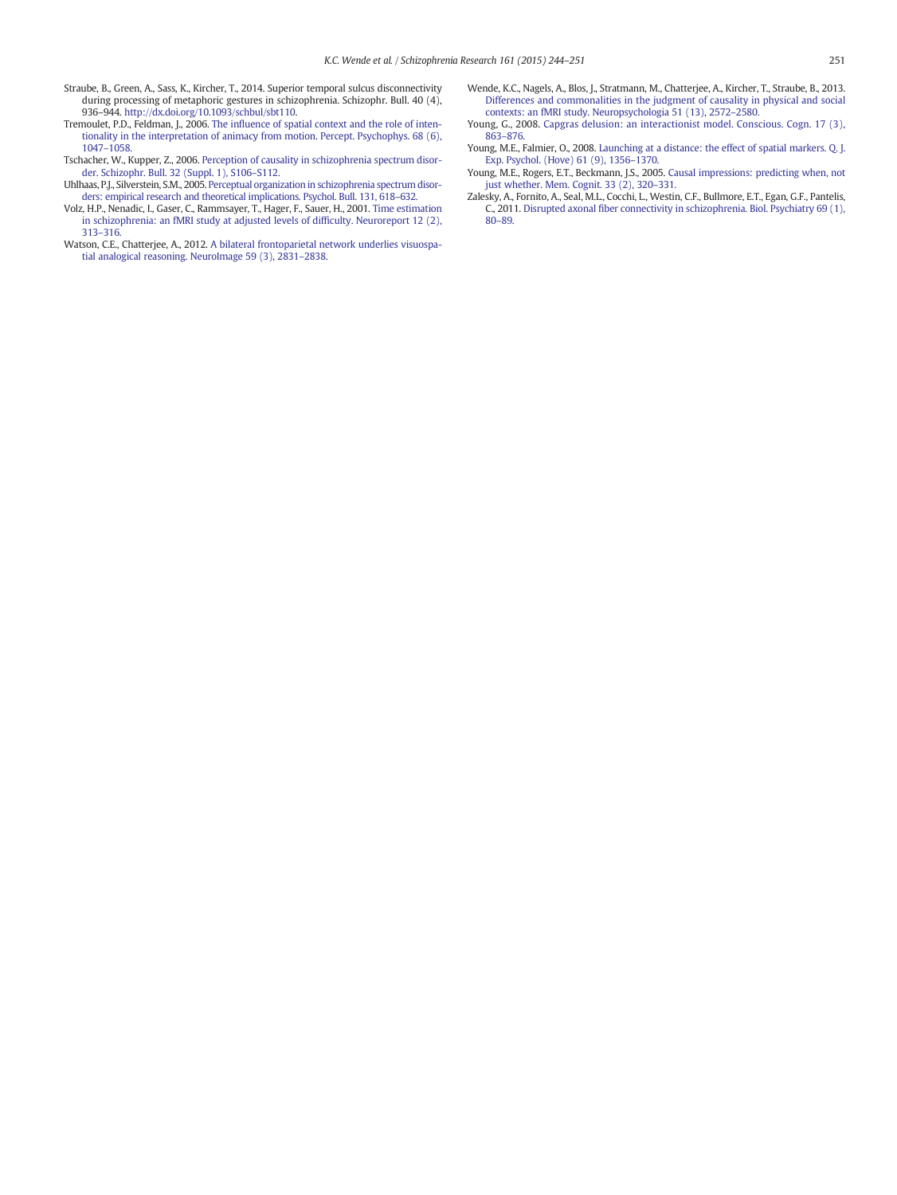Straube, B., Green, A., Sass, K., Kircher, T., 2014. Superior temporal sulcus disconnectivity during processing of metaphoric gestures in schizophrenia. Schizophr. Bull. 40 (4), 936–944. http://dx.doi.org/10.1093/schbul/sbt110.

Tremoulet, P.D., Feldman, J., 2006. The influence of spatial context and the role of intentionality in the interpretation of animacy from motion. Percept. Psychophys. 68 (6), 1047–1058.

Tschacher, W., Kupper, Z., 2006. Perception of causality in schizophrenia spectrum disorder. Schizophr. Bull. 32 (Suppl. 1), S106–S112.

Uhlhaas, P.J., Silverstein, S.M., 2005. Perceptual organization in schizophrenia spectrum disorders: empirical research and theoretical implications. Psychol. Bull. 131, 618–632.

Volz, H.P., Nenadic, I., Gaser, C., Rammsayer, T., Hager, F., Sauer, H., 2001. Time estimation in schizophrenia: an fMRI study at adjusted levels of difficulty. Neuroreport 12 (2), 313–316.

Watson, C.E., Chatterjee, A., 2012. A bilateral frontoparietal network underlies visuospatial analogical reasoning. NeuroImage 59 (3), 2831–2838.

Wende, K.C., Nagels, A., Blos, J., Stratmann, M., Chatterjee, A., Kircher, T., Straube, B., 2013. Differences and commonalities in the judgment of causality in physical and social contexts: an fMRI study. Neuropsychologia 51 (13), 2572–2580.

Young, G., 2008. Capgras delusion: an interactionist model. Conscious. Cogn. 17 (3), 863–876.

Young, M.E., Falmier, O., 2008. Launching at a distance: the effect of spatial markers. Q. J. Exp. Psychol. (Hove) 61 (9), 1356–1370.

Young, M.E., Rogers, E.T., Beckmann, J.S., 2005. Causal impressions: predicting when, not just whether. Mem. Cognit. 33 (2), 320–331.

Zalesky, A., Fornito, A., Seal, M.L., Cocchi, L., Westin, C.F., Bullmore, E.T., Egan, G.F., Pantelis, C., 2011. Disrupted axonal fiber connectivity in schizophrenia. Biol. Psychiatry 69 (1), 80–89.